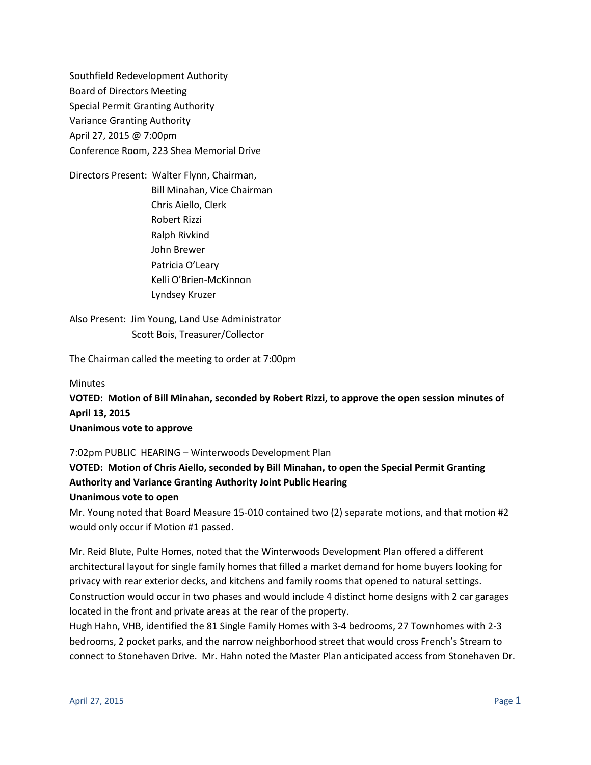Southfield Redevelopment Authority
Board of Directors Meeting
Special Permit Granting Authority
Variance Granting Authority
April 27, 2015 @ 7:00pm
Conference Room, 223 Shea Memorial Drive

Directors Present: Walter Flynn, Chairman,
Bill Minahan, Vice Chairman
Chris Aiello, Clerk
Robert Rizzi
Ralph Rivkind
John Brewer
Patricia O'Leary
Kelli O'Brien-McKinnon
Lyndsey Kruzer

Also Present: Jim Young, Land Use Administrator
Scott Bois, Treasurer/Collector

The Chairman called the meeting to order at 7:00pm

Minutes

**VOTED: Motion of Bill Minahan, seconded by Robert Rizzi, to approve the open session minutes of April 13, 2015**
**Unanimous vote to approve**

7:02pm PUBLIC HEARING – Winterwoods Development Plan

**VOTED: Motion of Chris Aiello, seconded by Bill Minahan, to open the Special Permit Granting Authority and Variance Granting Authority Joint Public Hearing**
**Unanimous vote to open**

Mr. Young noted that Board Measure 15-010 contained two (2) separate motions, and that motion #2 would only occur if Motion #1 passed.

Mr. Reid Blute, Pulte Homes, noted that the Winterwoods Development Plan offered a different architectural layout for single family homes that filled a market demand for home buyers looking for privacy with rear exterior decks, and kitchens and family rooms that opened to natural settings. Construction would occur in two phases and would include 4 distinct home designs with 2 car garages located in the front and private areas at the rear of the property.

Hugh Hahn, VHB, identified the 81 Single Family Homes with 3-4 bedrooms, 27 Townhomes with 2-3 bedrooms, 2 pocket parks, and the narrow neighborhood street that would cross French's Stream to connect to Stonehaven Drive. Mr. Hahn noted the Master Plan anticipated access from Stonehaven Dr.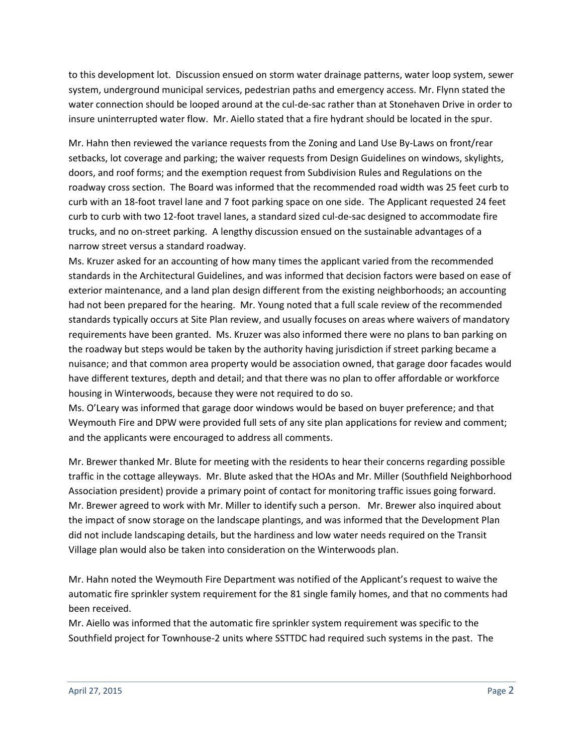to this development lot. Discussion ensued on storm water drainage patterns, water loop system, sewer system, underground municipal services, pedestrian paths and emergency access. Mr. Flynn stated the water connection should be looped around at the cul-de-sac rather than at Stonehaven Drive in order to insure uninterrupted water flow. Mr. Aiello stated that a fire hydrant should be located in the spur.

Mr. Hahn then reviewed the variance requests from the Zoning and Land Use By-Laws on front/rear setbacks, lot coverage and parking; the waiver requests from Design Guidelines on windows, skylights, doors, and roof forms; and the exemption request from Subdivision Rules and Regulations on the roadway cross section. The Board was informed that the recommended road width was 25 feet curb to curb with an 18-foot travel lane and 7 foot parking space on one side. The Applicant requested 24 feet curb to curb with two 12-foot travel lanes, a standard sized cul-de-sac designed to accommodate fire trucks, and no on-street parking. A lengthy discussion ensued on the sustainable advantages of a narrow street versus a standard roadway.

Ms. Kruzer asked for an accounting of how many times the applicant varied from the recommended standards in the Architectural Guidelines, and was informed that decision factors were based on ease of exterior maintenance, and a land plan design different from the existing neighborhoods; an accounting had not been prepared for the hearing. Mr. Young noted that a full scale review of the recommended standards typically occurs at Site Plan review, and usually focuses on areas where waivers of mandatory requirements have been granted. Ms. Kruzer was also informed there were no plans to ban parking on the roadway but steps would be taken by the authority having jurisdiction if street parking became a nuisance; and that common area property would be association owned, that garage door facades would have different textures, depth and detail; and that there was no plan to offer affordable or workforce housing in Winterwoods, because they were not required to do so.

Ms. O'Leary was informed that garage door windows would be based on buyer preference; and that Weymouth Fire and DPW were provided full sets of any site plan applications for review and comment; and the applicants were encouraged to address all comments.

Mr. Brewer thanked Mr. Blute for meeting with the residents to hear their concerns regarding possible traffic in the cottage alleyways. Mr. Blute asked that the HOAs and Mr. Miller (Southfield Neighborhood Association president) provide a primary point of contact for monitoring traffic issues going forward. Mr. Brewer agreed to work with Mr. Miller to identify such a person. Mr. Brewer also inquired about the impact of snow storage on the landscape plantings, and was informed that the Development Plan did not include landscaping details, but the hardiness and low water needs required on the Transit Village plan would also be taken into consideration on the Winterwoods plan.

Mr. Hahn noted the Weymouth Fire Department was notified of the Applicant's request to waive the automatic fire sprinkler system requirement for the 81 single family homes, and that no comments had been received.

Mr. Aiello was informed that the automatic fire sprinkler system requirement was specific to the Southfield project for Townhouse-2 units where SSTTDC had required such systems in the past. The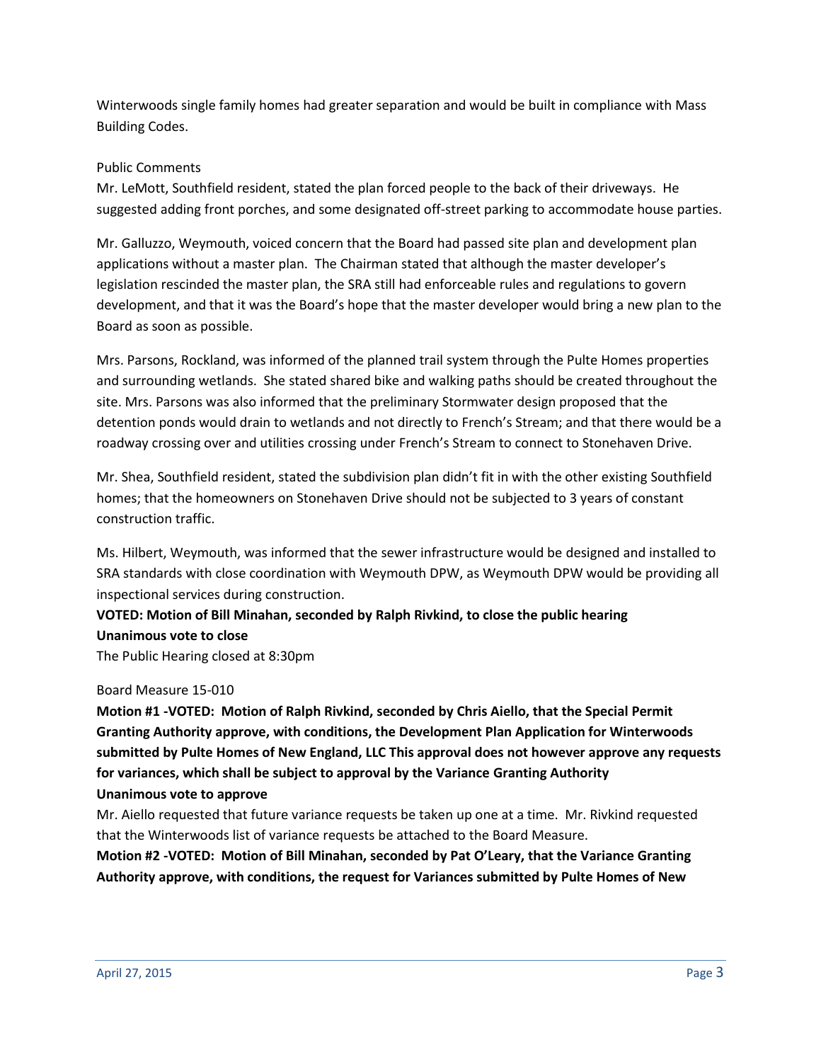Winterwoods single family homes had greater separation and would be built in compliance with Mass Building Codes.

Public Comments

Mr. LeMott, Southfield resident, stated the plan forced people to the back of their driveways. He suggested adding front porches, and some designated off-street parking to accommodate house parties.

Mr. Galluzzo, Weymouth, voiced concern that the Board had passed site plan and development plan applications without a master plan. The Chairman stated that although the master developer's legislation rescinded the master plan, the SRA still had enforceable rules and regulations to govern development, and that it was the Board's hope that the master developer would bring a new plan to the Board as soon as possible.

Mrs. Parsons, Rockland, was informed of the planned trail system through the Pulte Homes properties and surrounding wetlands. She stated shared bike and walking paths should be created throughout the site. Mrs. Parsons was also informed that the preliminary Stormwater design proposed that the detention ponds would drain to wetlands and not directly to French's Stream; and that there would be a roadway crossing over and utilities crossing under French's Stream to connect to Stonehaven Drive.

Mr. Shea, Southfield resident, stated the subdivision plan didn't fit in with the other existing Southfield homes; that the homeowners on Stonehaven Drive should not be subjected to 3 years of constant construction traffic.

Ms. Hilbert, Weymouth, was informed that the sewer infrastructure would be designed and installed to SRA standards with close coordination with Weymouth DPW, as Weymouth DPW would be providing all inspectional services during construction.

**VOTED: Motion of Bill Minahan, seconded by Ralph Rivkind, to close the public hearing**
**Unanimous vote to close**

The Public Hearing closed at 8:30pm

Board Measure 15-010

**Motion #1 -VOTED: Motion of Ralph Rivkind, seconded by Chris Aiello, that the Special Permit Granting Authority approve, with conditions, the Development Plan Application for Winterwoods submitted by Pulte Homes of New England, LLC This approval does not however approve any requests for variances, which shall be subject to approval by the Variance Granting Authority**
**Unanimous vote to approve**

Mr. Aiello requested that future variance requests be taken up one at a time. Mr. Rivkind requested that the Winterwoods list of variance requests be attached to the Board Measure.

**Motion #2 -VOTED: Motion of Bill Minahan, seconded by Pat O'Leary, that the Variance Granting Authority approve, with conditions, the request for Variances submitted by Pulte Homes of New**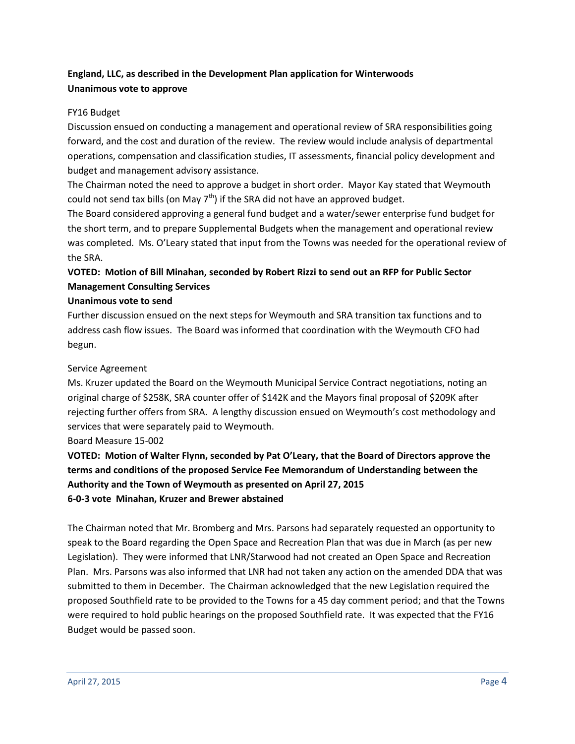**England, LLC, as described in the Development Plan application for Winterwoods**
**Unanimous vote to approve**

FY16 Budget

Discussion ensued on conducting a management and operational review of SRA responsibilities going forward, and the cost and duration of the review. The review would include analysis of departmental operations, compensation and classification studies, IT assessments, financial policy development and budget and management advisory assistance.

The Chairman noted the need to approve a budget in short order. Mayor Kay stated that Weymouth could not send tax bills (on May 7th) if the SRA did not have an approved budget.

The Board considered approving a general fund budget and a water/sewer enterprise fund budget for the short term, and to prepare Supplemental Budgets when the management and operational review was completed. Ms. O'Leary stated that input from the Towns was needed for the operational review of the SRA.

**VOTED: Motion of Bill Minahan, seconded by Robert Rizzi to send out an RFP for Public Sector Management Consulting Services**
**Unanimous vote to send**

Further discussion ensued on the next steps for Weymouth and SRA transition tax functions and to address cash flow issues. The Board was informed that coordination with the Weymouth CFO had begun.

Service Agreement

Ms. Kruzer updated the Board on the Weymouth Municipal Service Contract negotiations, noting an original charge of $258K, SRA counter offer of $142K and the Mayors final proposal of $209K after rejecting further offers from SRA. A lengthy discussion ensued on Weymouth's cost methodology and services that were separately paid to Weymouth.

Board Measure 15-002

**VOTED: Motion of Walter Flynn, seconded by Pat O'Leary, that the Board of Directors approve the terms and conditions of the proposed Service Fee Memorandum of Understanding between the Authority and the Town of Weymouth as presented on April 27, 2015**
**6-0-3 vote Minahan, Kruzer and Brewer abstained**

The Chairman noted that Mr. Bromberg and Mrs. Parsons had separately requested an opportunity to speak to the Board regarding the Open Space and Recreation Plan that was due in March (as per new Legislation). They were informed that LNR/Starwood had not created an Open Space and Recreation Plan. Mrs. Parsons was also informed that LNR had not taken any action on the amended DDA that was submitted to them in December. The Chairman acknowledged that the new Legislation required the proposed Southfield rate to be provided to the Towns for a 45 day comment period; and that the Towns were required to hold public hearings on the proposed Southfield rate. It was expected that the FY16 Budget would be passed soon.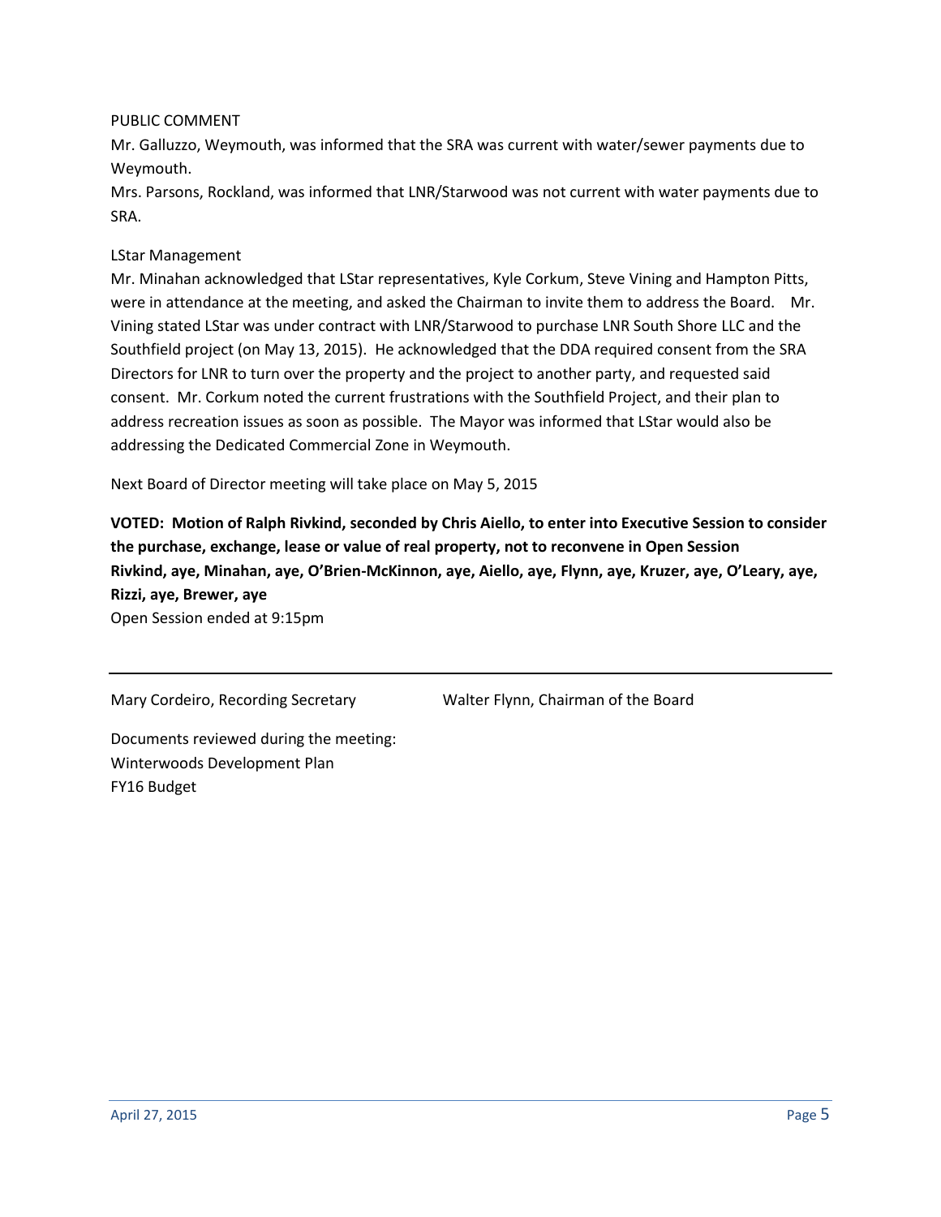PUBLIC COMMENT

Mr. Galluzzo, Weymouth, was informed that the SRA was current with water/sewer payments due to Weymouth.

Mrs. Parsons, Rockland, was informed that LNR/Starwood was not current with water payments due to SRA.

LStar Management

Mr. Minahan acknowledged that LStar representatives, Kyle Corkum, Steve Vining and Hampton Pitts, were in attendance at the meeting, and asked the Chairman to invite them to address the Board. Mr. Vining stated LStar was under contract with LNR/Starwood to purchase LNR South Shore LLC and the Southfield project (on May 13, 2015). He acknowledged that the DDA required consent from the SRA Directors for LNR to turn over the property and the project to another party, and requested said consent. Mr. Corkum noted the current frustrations with the Southfield Project, and their plan to address recreation issues as soon as possible. The Mayor was informed that LStar would also be addressing the Dedicated Commercial Zone in Weymouth.

Next Board of Director meeting will take place on May 5, 2015

**VOTED: Motion of Ralph Rivkind, seconded by Chris Aiello, to enter into Executive Session to consider the purchase, exchange, lease or value of real property, not to reconvene in Open Session**
**Rivkind, aye, Minahan, aye, O'Brien-McKinnon, aye, Aiello, aye, Flynn, aye, Kruzer, aye, O'Leary, aye, Rizzi, aye, Brewer, aye**

Open Session ended at 9:15pm

---

Mary Cordeiro, Recording Secretary          Walter Flynn, Chairman of the Board

Documents reviewed during the meeting:
Winterwoods Development Plan
FY16 Budget